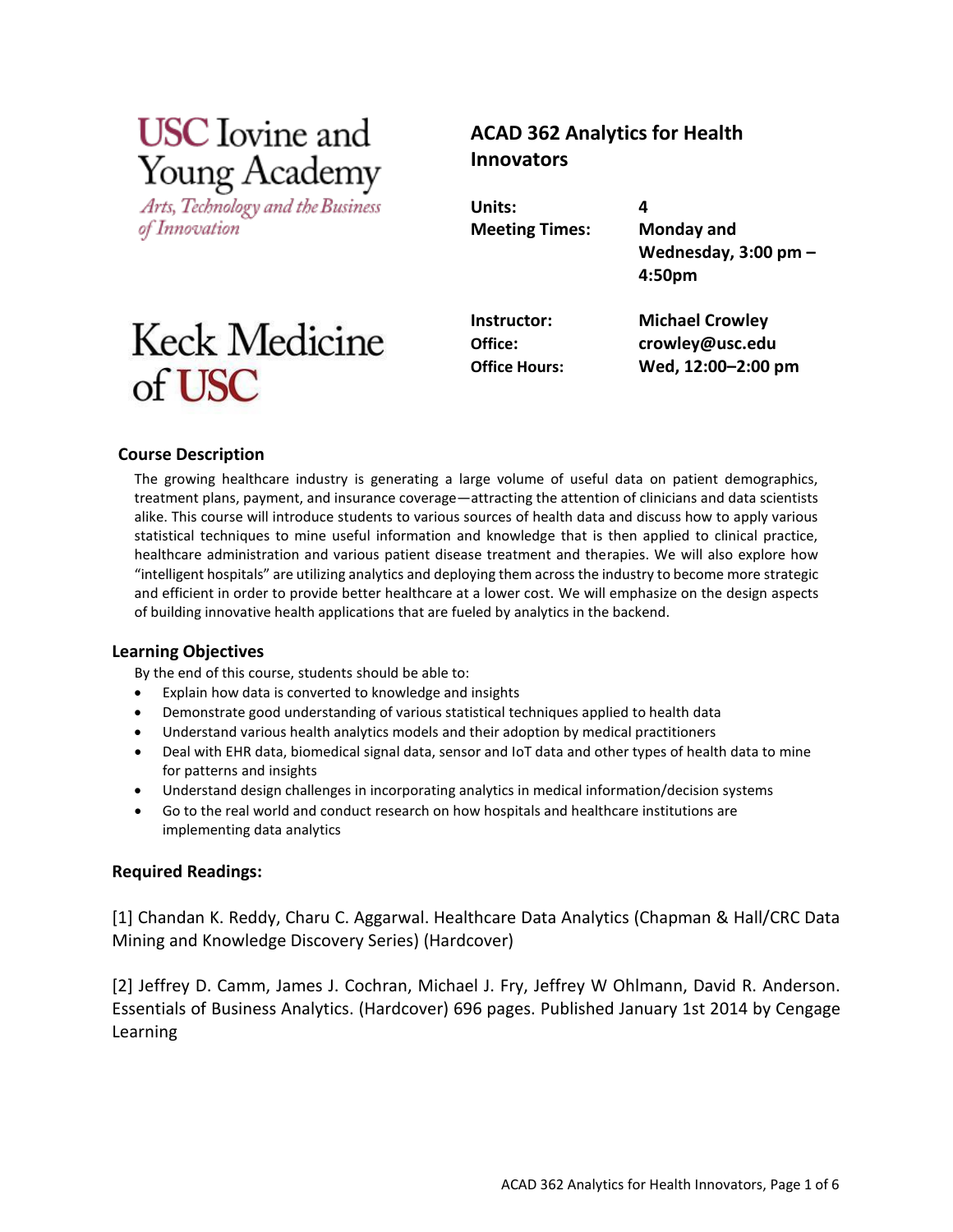USC Iovine and Young Academy
*Arts, Technology and the Business of Innovation*

Keck Medicine of USC

# ACAD 362 Analytics for Health Innovators

| | |
|---|---|
| **Units:** | **4** |
| **Meeting Times:** | **Monday and Wednesday, 3:00 pm – 4:50pm** |
| **Instructor:** | **Michael Crowley** |
| **Office:** | **crowley@usc.edu** |
| **Office Hours:** | **Wed, 12:00–2:00 pm** |

## Course Description

The growing healthcare industry is generating a large volume of useful data on patient demographics, treatment plans, payment, and insurance coverage—attracting the attention of clinicians and data scientists alike. This course will introduce students to various sources of health data and discuss how to apply various statistical techniques to mine useful information and knowledge that is then applied to clinical practice, healthcare administration and various patient disease treatment and therapies. We will also explore how "intelligent hospitals" are utilizing analytics and deploying them across the industry to become more strategic and efficient in order to provide better healthcare at a lower cost. We will emphasize on the design aspects of building innovative health applications that are fueled by analytics in the backend.

## Learning Objectives

By the end of this course, students should be able to:

- Explain how data is converted to knowledge and insights
- Demonstrate good understanding of various statistical techniques applied to health data
- Understand various health analytics models and their adoption by medical practitioners
- Deal with EHR data, biomedical signal data, sensor and IoT data and other types of health data to mine for patterns and insights
- Understand design challenges in incorporating analytics in medical information/decision systems
- Go to the real world and conduct research on how hospitals and healthcare institutions are implementing data analytics

## Required Readings:

[1] Chandan K. Reddy, Charu C. Aggarwal. Healthcare Data Analytics (Chapman & Hall/CRC Data Mining and Knowledge Discovery Series) (Hardcover)

[2] Jeffrey D. Camm, James J. Cochran, Michael J. Fry, Jeffrey W Ohlmann, David R. Anderson. Essentials of Business Analytics. (Hardcover) 696 pages. Published January 1st 2014 by Cengage Learning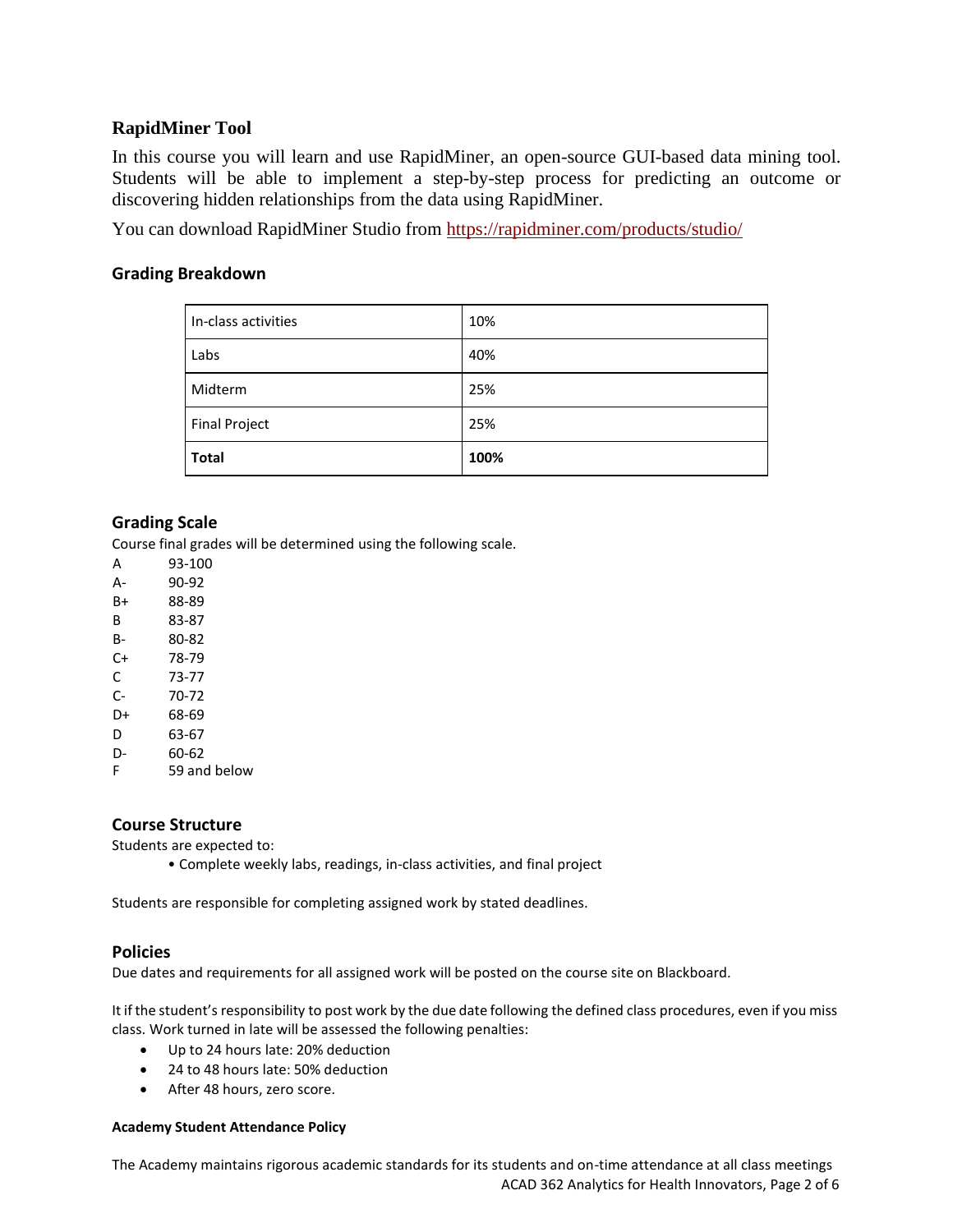## RapidMiner Tool

In this course you will learn and use RapidMiner, an open-source GUI-based data mining tool. Students will be able to implement a step-by-step process for predicting an outcome or discovering hidden relationships from the data using RapidMiner.

You can download RapidMiner Studio from https://rapidminer.com/products/studio/

## Grading Breakdown

| In-class activities | 10% |
|---|---|
| Labs | 40% |
| Midterm | 25% |
| Final Project | 25% |
| **Total** | **100%** |

## Grading Scale

Course final grades will be determined using the following scale.

| | |
|---|---|
| A | 93-100 |
| A- | 90-92 |
| B+ | 88-89 |
| B | 83-87 |
| B- | 80-82 |
| C+ | 78-79 |
| C | 73-77 |
| C- | 70-72 |
| D+ | 68-69 |
| D | 63-67 |
| D- | 60-62 |
| F | 59 and below |

## Course Structure

Students are expected to:

- Complete weekly labs, readings, in-class activities, and final project

Students are responsible for completing assigned work by stated deadlines.

## Policies

Due dates and requirements for all assigned work will be posted on the course site on Blackboard.

It if the student's responsibility to post work by the due date following the defined class procedures, even if you miss class. Work turned in late will be assessed the following penalties:

- Up to 24 hours late: 20% deduction
- 24 to 48 hours late: 50% deduction
- After 48 hours, zero score.

#### Academy Student Attendance Policy

The Academy maintains rigorous academic standards for its students and on-time attendance at all class meetings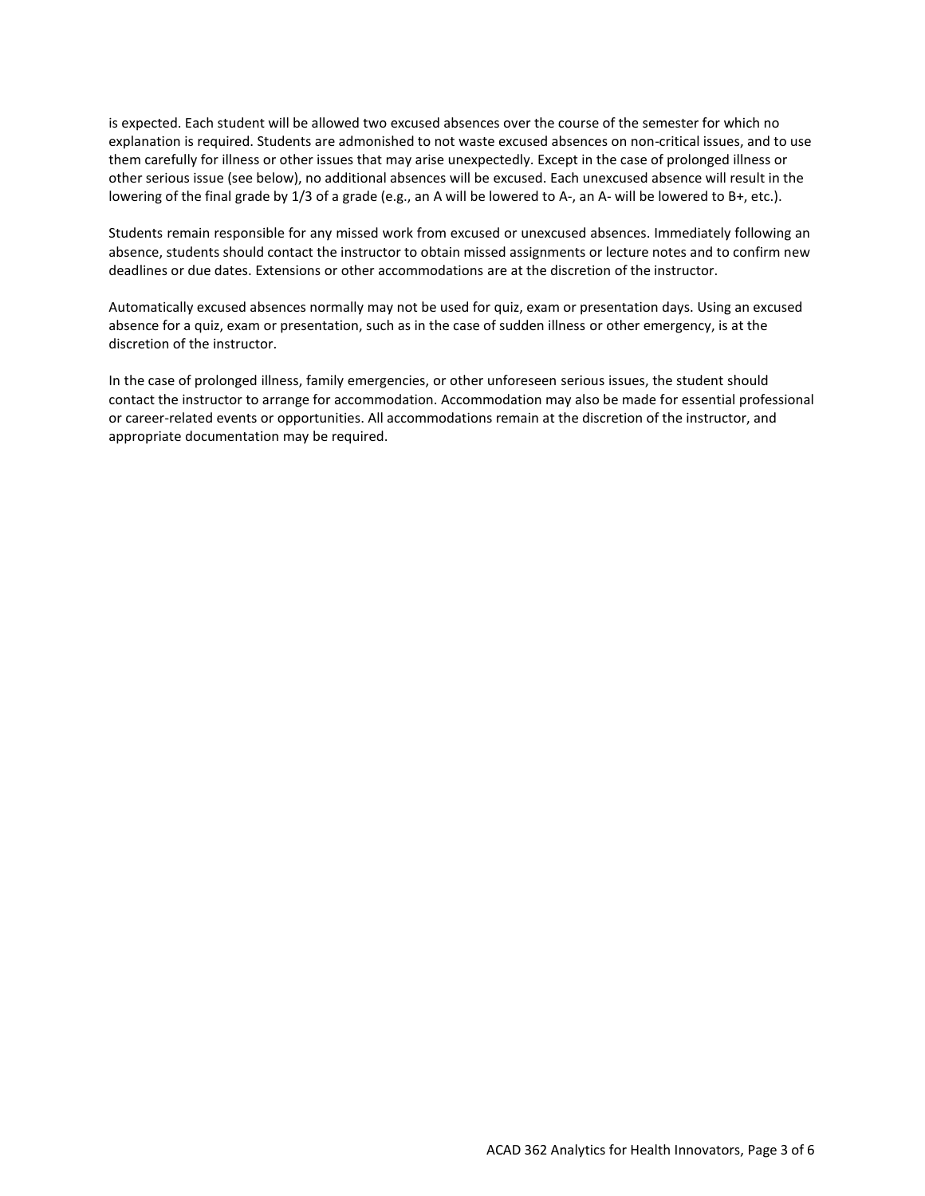is expected. Each student will be allowed two excused absences over the course of the semester for which no explanation is required. Students are admonished to not waste excused absences on non-critical issues, and to use them carefully for illness or other issues that may arise unexpectedly. Except in the case of prolonged illness or other serious issue (see below), no additional absences will be excused. Each unexcused absence will result in the lowering of the final grade by 1/3 of a grade (e.g., an A will be lowered to A-, an A- will be lowered to B+, etc.).

Students remain responsible for any missed work from excused or unexcused absences. Immediately following an absence, students should contact the instructor to obtain missed assignments or lecture notes and to confirm new deadlines or due dates. Extensions or other accommodations are at the discretion of the instructor.

Automatically excused absences normally may not be used for quiz, exam or presentation days. Using an excused absence for a quiz, exam or presentation, such as in the case of sudden illness or other emergency, is at the discretion of the instructor.

In the case of prolonged illness, family emergencies, or other unforeseen serious issues, the student should contact the instructor to arrange for accommodation. Accommodation may also be made for essential professional or career-related events or opportunities. All accommodations remain at the discretion of the instructor, and appropriate documentation may be required.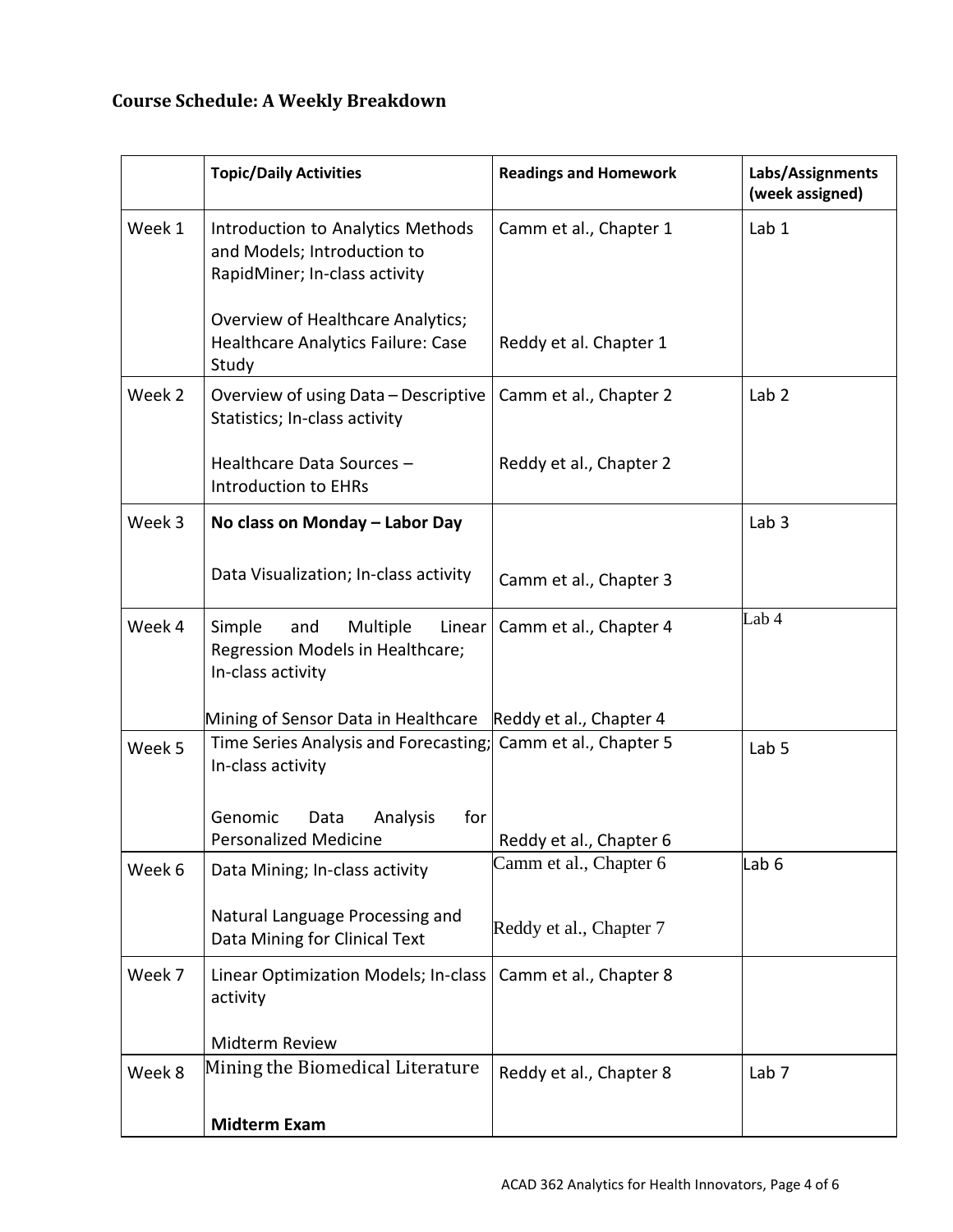## Course Schedule: A Weekly Breakdown

| | Topic/Daily Activities | Readings and Homework | Labs/Assignments (week assigned) |
|---|---|---|---|
| Week 1 | Introduction to Analytics Methods and Models; Introduction to RapidMiner; In-class activity<br><br>Overview of Healthcare Analytics; Healthcare Analytics Failure: Case Study | Camm et al., Chapter 1<br><br>Reddy et al. Chapter 1 | Lab 1 |
| Week 2 | Overview of using Data – Descriptive Statistics; In-class activity<br><br>Healthcare Data Sources – Introduction to EHRs | Camm et al., Chapter 2<br><br>Reddy et al., Chapter 2 | Lab 2 |
| Week 3 | **No class on Monday – Labor Day**<br><br>Data Visualization; In-class activity | <br><br>Camm et al., Chapter 3 | Lab 3 |
| Week 4 | Simple and Multiple Linear Regression Models in Healthcare; In-class activity<br><br>Mining of Sensor Data in Healthcare | Camm et al., Chapter 4<br><br>Reddy et al., Chapter 4 | Lab 4 |
| Week 5 | Time Series Analysis and Forecasting; In-class activity<br><br>Genomic Data Analysis for Personalized Medicine | Camm et al., Chapter 5<br><br>Reddy et al., Chapter 6 | Lab 5 |
| Week 6 | Data Mining; In-class activity<br><br>Natural Language Processing and Data Mining for Clinical Text | Camm et al., Chapter 6<br><br>Reddy et al., Chapter 7 | Lab 6 |
| Week 7 | Linear Optimization Models; In-class activity<br><br>Midterm Review | Camm et al., Chapter 8 | |
| Week 8 | Mining the Biomedical Literature<br><br>**Midterm Exam** | Reddy et al., Chapter 8 | Lab 7 |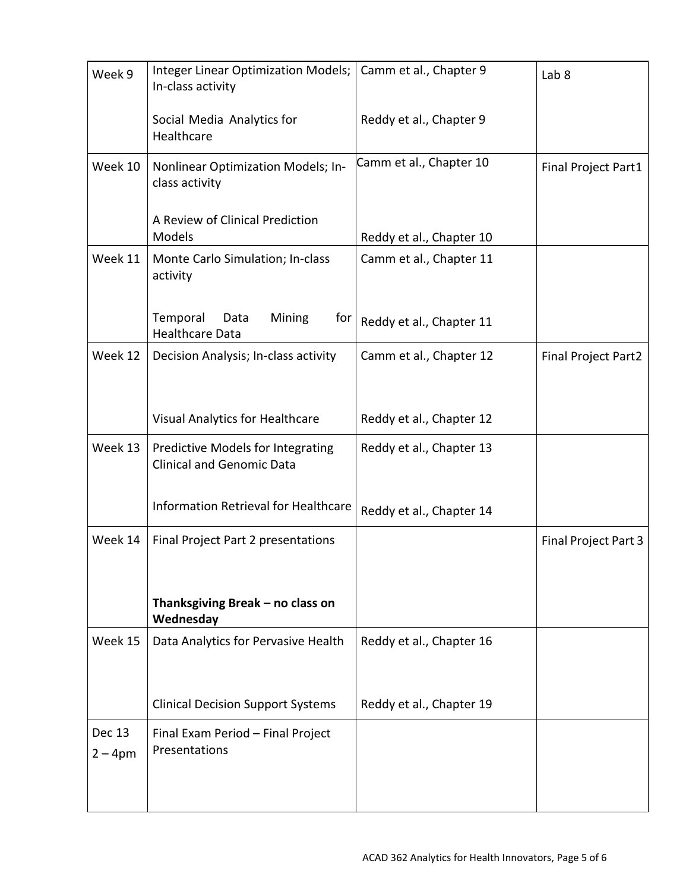| Week 9 | Integer Linear Optimization Models; In-class activity<br><br>Social Media Analytics for Healthcare | Camm et al., Chapter 9<br><br>Reddy et al., Chapter 9 | Lab 8 |
|---|---|---|---|
| Week 10 | Nonlinear Optimization Models; In-class activity<br><br>A Review of Clinical Prediction Models | Camm et al., Chapter 10<br><br>Reddy et al., Chapter 10 | Final Project Part1 |
| Week 11 | Monte Carlo Simulation; In-class activity<br><br>Temporal Data Mining for Healthcare Data | Camm et al., Chapter 11<br><br>Reddy et al., Chapter 11 | |
| Week 12 | Decision Analysis; In-class activity<br><br>Visual Analytics for Healthcare | Camm et al., Chapter 12<br><br>Reddy et al., Chapter 12 | Final Project Part2 |
| Week 13 | Predictive Models for Integrating Clinical and Genomic Data<br><br>Information Retrieval for Healthcare | Reddy et al., Chapter 13<br><br>Reddy et al., Chapter 14 | |
| Week 14 | Final Project Part 2 presentations<br><br>**Thanksgiving Break – no class on Wednesday** | | Final Project Part 3 |
| Week 15 | Data Analytics for Pervasive Health<br><br>Clinical Decision Support Systems | Reddy et al., Chapter 16<br><br>Reddy et al., Chapter 19 | |
| Dec 13<br>2 – 4pm | Final Exam Period – Final Project Presentations | | |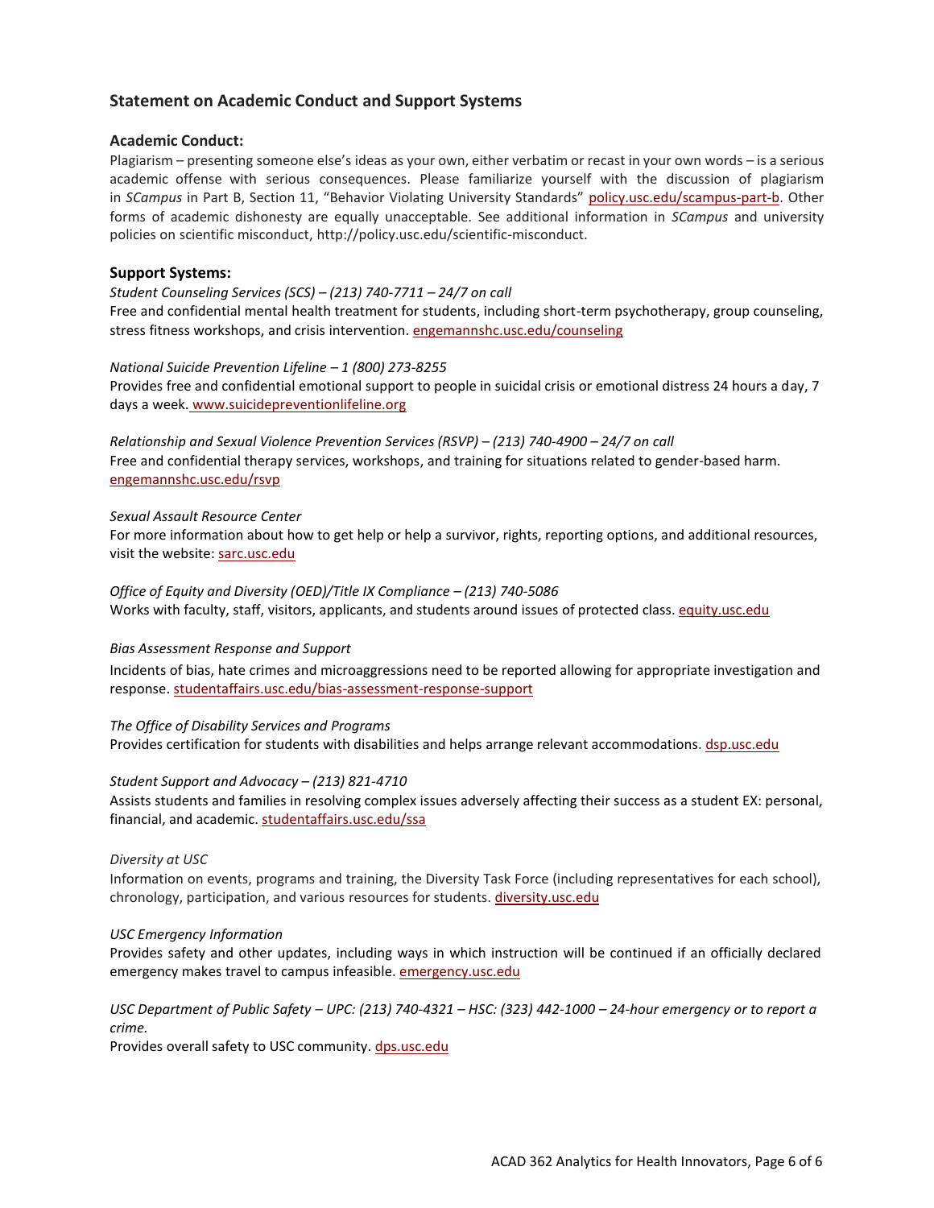## Statement on Academic Conduct and Support Systems

### Academic Conduct:

Plagiarism – presenting someone else's ideas as your own, either verbatim or recast in your own words – is a serious academic offense with serious consequences. Please familiarize yourself with the discussion of plagiarism in *SCampus* in Part B, Section 11, "Behavior Violating University Standards" policy.usc.edu/scampus-part-b. Other forms of academic dishonesty are equally unacceptable. See additional information in *SCampus* and university policies on scientific misconduct, http://policy.usc.edu/scientific-misconduct.

### Support Systems:

*Student Counseling Services (SCS) – (213) 740-7711 – 24/7 on call*
Free and confidential mental health treatment for students, including short-term psychotherapy, group counseling, stress fitness workshops, and crisis intervention. engemannshc.usc.edu/counseling

*National Suicide Prevention Lifeline – 1 (800) 273-8255*
Provides free and confidential emotional support to people in suicidal crisis or emotional distress 24 hours a day, 7 days a week. www.suicidepreventionlifeline.org

*Relationship and Sexual Violence Prevention Services (RSVP) – (213) 740-4900 – 24/7 on call*
Free and confidential therapy services, workshops, and training for situations related to gender-based harm. engemannshc.usc.edu/rsvp

*Sexual Assault Resource Center*
For more information about how to get help or help a survivor, rights, reporting options, and additional resources, visit the website: sarc.usc.edu

*Office of Equity and Diversity (OED)/Title IX Compliance – (213) 740-5086*
Works with faculty, staff, visitors, applicants, and students around issues of protected class. equity.usc.edu

*Bias Assessment Response and Support*
Incidents of bias, hate crimes and microaggressions need to be reported allowing for appropriate investigation and response. studentaffairs.usc.edu/bias-assessment-response-support

*The Office of Disability Services and Programs*
Provides certification for students with disabilities and helps arrange relevant accommodations. dsp.usc.edu

*Student Support and Advocacy – (213) 821-4710*
Assists students and families in resolving complex issues adversely affecting their success as a student EX: personal, financial, and academic. studentaffairs.usc.edu/ssa

*Diversity at USC*
Information on events, programs and training, the Diversity Task Force (including representatives for each school), chronology, participation, and various resources for students. diversity.usc.edu

*USC Emergency Information*
Provides safety and other updates, including ways in which instruction will be continued if an officially declared emergency makes travel to campus infeasible. emergency.usc.edu

*USC Department of Public Safety – UPC: (213) 740-4321 – HSC: (323) 442-1000 – 24-hour emergency or to report a crime.*
Provides overall safety to USC community. dps.usc.edu